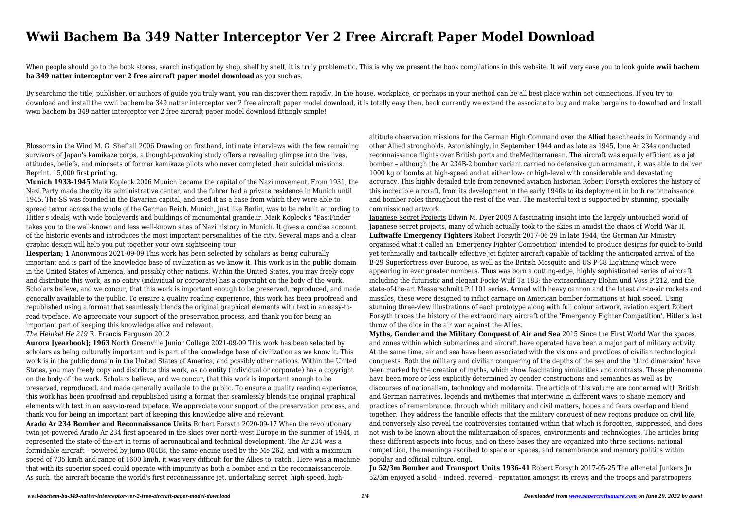# Wwii Bachem Ba 349 Natter Interceptor Ver 2 Free Aircraft Paper Model Download

When people should go to the book stores, search instigation by shop, shelf by shelf, it is truly problematic. This is why we present the book compilations in this website. It will very ease you to look guide **wwii bachem ba 349 natter interceptor ver 2 free aircraft paper model download** as you such as.

By searching the title, publisher, or authors of guide you truly want, you can discover them rapidly. In the house, workplace, or perhaps in your method can be all best place within net connections. If you try to download and install the wwii bachem ba 349 natter interceptor ver 2 free aircraft paper model download, it is totally easy then, back currently we extend the associate to buy and make bargains to download and install wwii bachem ba 349 natter interceptor ver 2 free aircraft paper model download fittingly simple!

Blossoms in the Wind M. G. Sheftall 2006 Drawing on firsthand, intimate interviews with the few remaining survivors of Japan's kamikaze corps, a thought-provoking study offers a revealing glimpse into the lives, attitudes, beliefs, and mindsets of former kamikaze pilots who never completed their suicidal missions. Reprint. 15,000 first printing.

**Munich 1933-1945** Maik Kopleck 2006 Munich became the capital of the Nazi movement. From 1931, the Nazi Party made the city its administrative center, and the fuhrer had a private residence in Munich until 1945. The SS was founded in the Bavarian capital, and used it as a base from which they were able to spread terror across the whole of the German Reich. Munich, just like Berlin, was to be rebuilt according to Hitler's ideals, with wide boulevards and buildings of monumental grandeur. Maik Kopleck's "PastFinder" takes you to the well-known and less well-known sites of Nazi history in Munich. It gives a concise account of the historic events and introduces the most important personalities of the city. Several maps and a clear graphic design will help you put together your own sightseeing tour.

**Hesperian; 1** Anonymous 2021-09-09 This work has been selected by scholars as being culturally important and is part of the knowledge base of civilization as we know it. This work is in the public domain in the United States of America, and possibly other nations. Within the United States, you may freely copy and distribute this work, as no entity (individual or corporate) has a copyright on the body of the work. Scholars believe, and we concur, that this work is important enough to be preserved, reproduced, and made generally available to the public. To ensure a quality reading experience, this work has been proofread and republished using a format that seamlessly blends the original graphical elements with text in an easy-to-read typeface. We appreciate your support of the preservation process, and thank you for being an important part of keeping this knowledge alive and relevant.

*The Heinkel He 219* R. Francis Ferguson 2012

**Aurora [yearbook]; 1963** North Greenville Junior College 2021-09-09 This work has been selected by scholars as being culturally important and is part of the knowledge base of civilization as we know it. This work is in the public domain in the United States of America, and possibly other nations. Within the United States, you may freely copy and distribute this work, as no entity (individual or corporate) has a copyright on the body of the work. Scholars believe, and we concur, that this work is important enough to be preserved, reproduced, and made generally available to the public. To ensure a quality reading experience, this work has been proofread and republished using a format that seamlessly blends the original graphical elements with text in an easy-to-read typeface. We appreciate your support of the preservation process, and thank you for being an important part of keeping this knowledge alive and relevant.

**Arado Ar 234 Bomber and Reconnaissance Units** Robert Forsyth 2020-09-17 When the revolutionary twin jet-powered Arado Ar 234 first appeared in the skies over north-west Europe in the summer of 1944, it represented the state-of-the-art in terms of aeronautical and technical development. The Ar 234 was a formidable aircraft – powered by Jumo 004Bs, the same engine used by the Me 262, and with a maximum speed of 735 km/h and range of 1600 km/h, it was very difficult for the Allies to 'catch'. Here was a machine that with its superior speed could operate with impunity as both a bomber and in the reconnaissancerole. As such, the aircraft became the world's first reconnaissance jet, undertaking secret, high-speed, high-altitude observation missions for the German High Command over the Allied beachheads in Normandy and other Allied strongholds. Astonishingly, in September 1944 and as late as 1945, lone Ar 234s conducted reconnaissance flights over British ports and theMediterranean. The aircraft was equally efficient as a jet bomber – although the Ar 234B-2 bomber variant carried no defensive gun armament, it was able to deliver 1000 kg of bombs at high-speed and at either low- or high-level with considerable and devastating accuracy. This highly detailed title from renowned aviation historian Robert Forsyth explores the history of this incredible aircraft, from its development in the early 1940s to its deployment in both reconnaissance and bomber roles throughout the rest of the war. The masterful text is supported by stunning, specially commissioned artwork.

Japanese Secret Projects Edwin M. Dyer 2009 A fascinating insight into the largely untouched world of Japanese secret projects, many of which actually took to the skies in amidst the chaos of World War II.

**Luftwaffe Emergency Fighters** Robert Forsyth 2017-06-29 In late 1944, the German Air Ministry organised what it called an 'Emergency Fighter Competition' intended to produce designs for quick-to-build yet technically and tactically effective jet fighter aircraft capable of tackling the anticipated arrival of the B-29 Superfortress over Europe, as well as the British Mosquito and US P-38 Lightning which were appearing in ever greater numbers. Thus was born a cutting-edge, highly sophisticated series of aircraft including the futuristic and elegant Focke-Wulf Ta 183; the extraordinary Blohm und Voss P.212, and the state-of-the-art Messerschmitt P.1101 series. Armed with heavy cannon and the latest air-to-air rockets and missiles, these were designed to inflict carnage on American bomber formations at high speed. Using stunning three-view illustrations of each prototype along with full colour artwork, aviation expert Robert Forsyth traces the history of the extraordinary aircraft of the 'Emergency Fighter Competition', Hitler's last throw of the dice in the air war against the Allies.

**Myths, Gender and the Military Conquest of Air and Sea** 2015 Since the First World War the spaces and zones within which submarines and aircraft have operated have been a major part of military activity. At the same time, air and sea have been associated with the visions and practices of civilian technological conquests. Both the military and civilian conquering of the depths of the sea and the 'third dimension' have been marked by the creation of myths, which show fascinating similarities and contrasts. These phenomena have been more or less explicitly determined by gender constructions and semantics as well as by discourses of nationalism, technology and modernity. The article of this volume are concerned with British and German narratives, legends and mythemes that intertwine in different ways to shape memory and practices of remembrance, through which military and civil matters, hopes and fears overlap and blend together. They address the tangible effects that the military conquest of new regions produce on civil life, and conversely also reveal the controversies contained within that which is forgotten, suppressed, and does not wish to be known about the militarization of spaces, environments and technologies. The articles bring these different aspects into focus, and on these bases they are organized into three sections: national competition, the meanings ascribed to space or spaces, and remembrance and memory politics within popular and official culture. engl.

**Ju 52/3m Bomber and Transport Units 1936-41** Robert Forsyth 2017-05-25 The all-metal Junkers Ju 52/3m enjoyed a solid – indeed, revered – reputation amongst its crews and the troops and paratroopers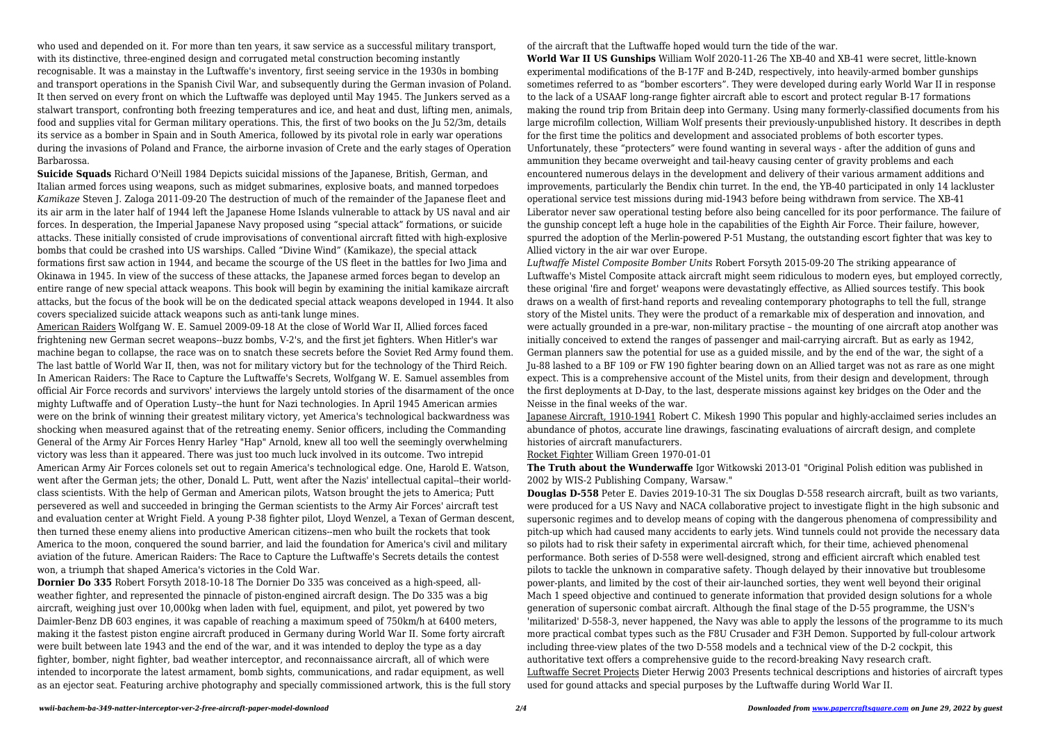who used and depended on it. For more than ten years, it saw service as a successful military transport, with its distinctive, three-engined design and corrugated metal construction becoming instantly recognisable. It was a mainstay in the Luftwaffe's inventory, first seeing service in the 1930s in bombing and transport operations in the Spanish Civil War, and subsequently during the German invasion of Poland. It then served on every front on which the Luftwaffe was deployed until May 1945. The Junkers served as a stalwart transport, confronting both freezing temperatures and ice, and heat and dust, lifting men, animals, food and supplies vital for German military operations. This, the first of two books on the Ju 52/3m, details its service as a bomber in Spain and in South America, followed by its pivotal role in early war operations during the invasions of Poland and France, the airborne invasion of Crete and the early stages of Operation Barbarossa.

**Suicide Squads** Richard O'Neill 1984 Depicts suicidal missions of the Japanese, British, German, and Italian armed forces using weapons, such as midget submarines, explosive boats, and manned torpedoes

*Kamikaze* Steven J. Zaloga 2011-09-20 The destruction of much of the remainder of the Japanese fleet and its air arm in the later half of 1944 left the Japanese Home Islands vulnerable to attack by US naval and air forces. In desperation, the Imperial Japanese Navy proposed using "special attack" formations, or suicide attacks. These initially consisted of crude improvisations of conventional aircraft fitted with high-explosive bombs that could be crashed into US warships. Called "Divine Wind" (Kamikaze), the special attack formations first saw action in 1944, and became the scourge of the US fleet in the battles for Iwo Jima and Okinawa in 1945. In view of the success of these attacks, the Japanese armed forces began to develop an entire range of new special attack weapons. This book will begin by examining the initial kamikaze aircraft attacks, but the focus of the book will be on the dedicated special attack weapons developed in 1944. It also covers specialized suicide attack weapons such as anti-tank lunge mines.

American Raiders Wolfgang W. E. Samuel 2009-09-18 At the close of World War II, Allied forces faced frightening new German secret weapons--buzz bombs, V-2's, and the first jet fighters. When Hitler's war machine began to collapse, the race was on to snatch these secrets before the Soviet Red Army found them. The last battle of World War II, then, was not for military victory but for the technology of the Third Reich. In American Raiders: The Race to Capture the Luftwaffe's Secrets, Wolfgang W. E. Samuel assembles from official Air Force records and survivors' interviews the largely untold stories of the disarmament of the once mighty Luftwaffe and of Operation Lusty--the hunt for Nazi technologies. In April 1945 American armies were on the brink of winning their greatest military victory, yet America's technological backwardness was shocking when measured against that of the retreating enemy. Senior officers, including the Commanding General of the Army Air Forces Henry Harley "Hap" Arnold, knew all too well the seemingly overwhelming victory was less than it appeared. There was just too much luck involved in its outcome. Two intrepid American Army Air Forces colonels set out to regain America's technological edge. One, Harold E. Watson, went after the German jets; the other, Donald L. Putt, went after the Nazis' intellectual capital--their world-class scientists. With the help of German and American pilots, Watson brought the jets to America; Putt persevered as well and succeeded in bringing the German scientists to the Army Air Forces' aircraft test and evaluation center at Wright Field. A young P-38 fighter pilot, Lloyd Wenzel, a Texan of German descent, then turned these enemy aliens into productive American citizens--men who built the rockets that took America to the moon, conquered the sound barrier, and laid the foundation for America's civil and military aviation of the future. American Raiders: The Race to Capture the Luftwaffe's Secrets details the contest won, a triumph that shaped America's victories in the Cold War.

**Dornier Do 335** Robert Forsyth 2018-10-18 The Dornier Do 335 was conceived as a high-speed, all-weather fighter, and represented the pinnacle of piston-engined aircraft design. The Do 335 was a big aircraft, weighing just over 10,000kg when laden with fuel, equipment, and pilot, yet powered by two Daimler-Benz DB 603 engines, it was capable of reaching a maximum speed of 750km/h at 6400 meters, making it the fastest piston engine aircraft produced in Germany during World War II. Some forty aircraft were built between late 1943 and the end of the war, and it was intended to deploy the type as a day fighter, bomber, night fighter, bad weather interceptor, and reconnaissance aircraft, all of which were intended to incorporate the latest armament, bomb sights, communications, and radar equipment, as well as an ejector seat. Featuring archive photography and specially commissioned artwork, this is the full story of the aircraft that the Luftwaffe hoped would turn the tide of the war.

**World War II US Gunships** William Wolf 2020-11-26 The XB-40 and XB-41 were secret, little-known experimental modifications of the B-17F and B-24D, respectively, into heavily-armed bomber gunships sometimes referred to as "bomber escorters". They were developed during early World War II in response to the lack of a USAAF long-range fighter aircraft able to escort and protect regular B-17 formations making the round trip from Britain deep into Germany. Using many formerly-classified documents from his large microfilm collection, William Wolf presents their previously-unpublished history. It describes in depth for the first time the politics and development and associated problems of both escorter types. Unfortunately, these "protecters" were found wanting in several ways - after the addition of guns and ammunition they became overweight and tail-heavy causing center of gravity problems and each encountered numerous delays in the development and delivery of their various armament additions and improvements, particularly the Bendix chin turret. In the end, the YB-40 participated in only 14 lackluster operational service test missions during mid-1943 before being withdrawn from service. The XB-41 Liberator never saw operational testing before also being cancelled for its poor performance. The failure of the gunship concept left a huge hole in the capabilities of the Eighth Air Force. Their failure, however, spurred the adoption of the Merlin-powered P-51 Mustang, the outstanding escort fighter that was key to Allied victory in the air war over Europe.

*Luftwaffe Mistel Composite Bomber Units* Robert Forsyth 2015-09-20 The striking appearance of Luftwaffe's Mistel Composite attack aircraft might seem ridiculous to modern eyes, but employed correctly, these original 'fire and forget' weapons were devastatingly effective, as Allied sources testify. This book draws on a wealth of first-hand reports and revealing contemporary photographs to tell the full, strange story of the Mistel units. They were the product of a remarkable mix of desperation and innovation, and were actually grounded in a pre-war, non-military practise – the mounting of one aircraft atop another was initially conceived to extend the ranges of passenger and mail-carrying aircraft. But as early as 1942, German planners saw the potential for use as a guided missile, and by the end of the war, the sight of a Ju-88 lashed to a BF 109 or FW 190 fighter bearing down on an Allied target was not as rare as one might expect. This is a comprehensive account of the Mistel units, from their design and development, through the first deployments at D-Day, to the last, desperate missions against key bridges on the Oder and the Neisse in the final weeks of the war.

Japanese Aircraft, 1910-1941 Robert C. Mikesh 1990 This popular and highly-acclaimed series includes an abundance of photos, accurate line drawings, fascinating evaluations of aircraft design, and complete histories of aircraft manufacturers.

Rocket Fighter William Green 1970-01-01

**The Truth about the Wunderwaffe** Igor Witkowski 2013-01 "Original Polish edition was published in 2002 by WIS-2 Publishing Company, Warsaw."

**Douglas D-558** Peter E. Davies 2019-10-31 The six Douglas D-558 research aircraft, built as two variants, were produced for a US Navy and NACA collaborative project to investigate flight in the high subsonic and supersonic regimes and to develop means of coping with the dangerous phenomena of compressibility and pitch-up which had caused many accidents to early jets. Wind tunnels could not provide the necessary data so pilots had to risk their safety in experimental aircraft which, for their time, achieved phenomenal performance. Both series of D-558 were well-designed, strong and efficient aircraft which enabled test pilots to tackle the unknown in comparative safety. Though delayed by their innovative but troublesome power-plants, and limited by the cost of their air-launched sorties, they went well beyond their original Mach 1 speed objective and continued to generate information that provided design solutions for a whole generation of supersonic combat aircraft. Although the final stage of the D-55 programme, the USN's 'militarized' D-558-3, never happened, the Navy was able to apply the lessons of the programme to its much more practical combat types such as the F8U Crusader and F3H Demon. Supported by full-colour artwork including three-view plates of the two D-558 models and a technical view of the D-2 cockpit, this authoritative text offers a comprehensive guide to the record-breaking Navy research craft.

Luftwaffe Secret Projects Dieter Herwig 2003 Presents technical descriptions and histories of aircraft types used for gound attacks and special purposes by the Luftwaffe during World War II.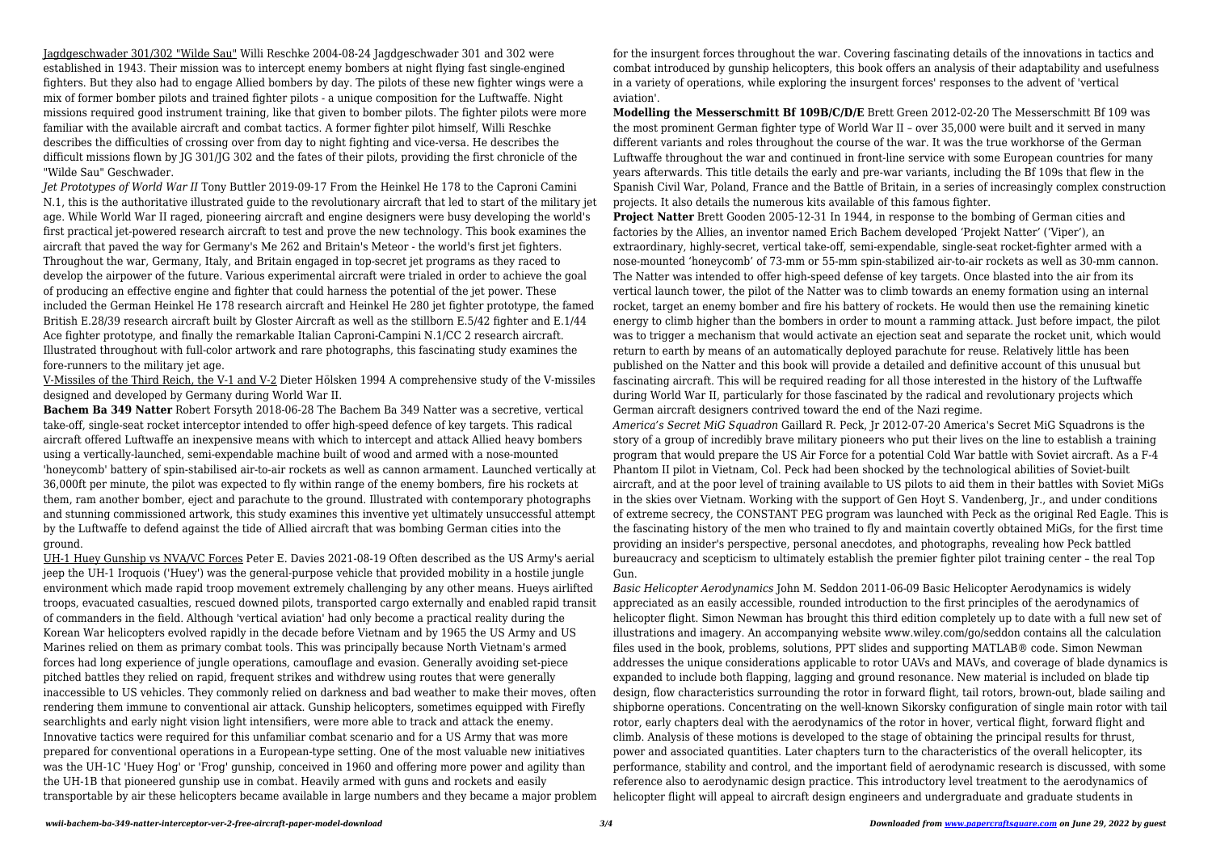Jagdgeschwader 301/302 "Wilde Sau" Willi Reschke 2004-08-24 Jagdgeschwader 301 and 302 were established in 1943. Their mission was to intercept enemy bombers at night flying fast single-engined fighters. But they also had to engage Allied bombers by day. The pilots of these new fighter wings were a mix of former bomber pilots and trained fighter pilots - a unique composition for the Luftwaffe. Night missions required good instrument training, like that given to bomber pilots. The fighter pilots were more familiar with the available aircraft and combat tactics. A former fighter pilot himself, Willi Reschke describes the difficulties of crossing over from day to night fighting and vice-versa. He describes the difficult missions flown by JG 301/JG 302 and the fates of their pilots, providing the first chronicle of the "Wilde Sau" Geschwader.

*Jet Prototypes of World War II* Tony Buttler 2019-09-17 From the Heinkel He 178 to the Caproni Camini N.1, this is the authoritative illustrated guide to the revolutionary aircraft that led to start of the military jet age. While World War II raged, pioneering aircraft and engine designers were busy developing the world's first practical jet-powered research aircraft to test and prove the new technology. This book examines the aircraft that paved the way for Germany's Me 262 and Britain's Meteor - the world's first jet fighters. Throughout the war, Germany, Italy, and Britain engaged in top-secret jet programs as they raced to develop the airpower of the future. Various experimental aircraft were trialed in order to achieve the goal of producing an effective engine and fighter that could harness the potential of the jet power. These included the German Heinkel He 178 research aircraft and Heinkel He 280 jet fighter prototype, the famed British E.28/39 research aircraft built by Gloster Aircraft as well as the stillborn E.5/42 fighter and E.1/44 Ace fighter prototype, and finally the remarkable Italian Caproni-Campini N.1/CC 2 research aircraft. Illustrated throughout with full-color artwork and rare photographs, this fascinating study examines the fore-runners to the military jet age.

V-Missiles of the Third Reich, the V-1 and V-2 Dieter Hölsken 1994 A comprehensive study of the V-missiles designed and developed by Germany during World War II.

**Bachem Ba 349 Natter** Robert Forsyth 2018-06-28 The Bachem Ba 349 Natter was a secretive, vertical take-off, single-seat rocket interceptor intended to offer high-speed defence of key targets. This radical aircraft offered Luftwaffe an inexpensive means with which to intercept and attack Allied heavy bombers using a vertically-launched, semi-expendable machine built of wood and armed with a nose-mounted 'honeycomb' battery of spin-stabilised air-to-air rockets as well as cannon armament. Launched vertically at 36,000ft per minute, the pilot was expected to fly within range of the enemy bombers, fire his rockets at them, ram another bomber, eject and parachute to the ground. Illustrated with contemporary photographs and stunning commissioned artwork, this study examines this inventive yet ultimately unsuccessful attempt by the Luftwaffe to defend against the tide of Allied aircraft that was bombing German cities into the ground.

UH-1 Huey Gunship vs NVA/VC Forces Peter E. Davies 2021-08-19 Often described as the US Army's aerial jeep the UH-1 Iroquois ('Huey') was the general-purpose vehicle that provided mobility in a hostile jungle environment which made rapid troop movement extremely challenging by any other means. Hueys airlifted troops, evacuated casualties, rescued downed pilots, transported cargo externally and enabled rapid transit of commanders in the field. Although 'vertical aviation' had only become a practical reality during the Korean War helicopters evolved rapidly in the decade before Vietnam and by 1965 the US Army and US Marines relied on them as primary combat tools. This was principally because North Vietnam's armed forces had long experience of jungle operations, camouflage and evasion. Generally avoiding set-piece pitched battles they relied on rapid, frequent strikes and withdrew using routes that were generally inaccessible to US vehicles. They commonly relied on darkness and bad weather to make their moves, often rendering them immune to conventional air attack. Gunship helicopters, sometimes equipped with Firefly searchlights and early night vision light intensifiers, were more able to track and attack the enemy. Innovative tactics were required for this unfamiliar combat scenario and for a US Army that was more prepared for conventional operations in a European-type setting. One of the most valuable new initiatives was the UH-1C 'Huey Hog' or 'Frog' gunship, conceived in 1960 and offering more power and agility than the UH-1B that pioneered gunship use in combat. Heavily armed with guns and rockets and easily transportable by air these helicopters became available in large numbers and they became a major problem for the insurgent forces throughout the war. Covering fascinating details of the innovations in tactics and combat introduced by gunship helicopters, this book offers an analysis of their adaptability and usefulness in a variety of operations, while exploring the insurgent forces' responses to the advent of 'vertical aviation'.

**Modelling the Messerschmitt Bf 109B/C/D/E** Brett Green 2012-02-20 The Messerschmitt Bf 109 was the most prominent German fighter type of World War II – over 35,000 were built and it served in many different variants and roles throughout the course of the war. It was the true workhorse of the German Luftwaffe throughout the war and continued in front-line service with some European countries for many years afterwards. This title details the early and pre-war variants, including the Bf 109s that flew in the Spanish Civil War, Poland, France and the Battle of Britain, in a series of increasingly complex construction projects. It also details the numerous kits available of this famous fighter.

**Project Natter** Brett Gooden 2005-12-31 In 1944, in response to the bombing of German cities and factories by the Allies, an inventor named Erich Bachem developed 'Projekt Natter' ('Viper'), an extraordinary, highly-secret, vertical take-off, semi-expendable, single-seat rocket-fighter armed with a nose-mounted 'honeycomb' of 73-mm or 55-mm spin-stabilized air-to-air rockets as well as 30-mm cannon. The Natter was intended to offer high-speed defense of key targets. Once blasted into the air from its vertical launch tower, the pilot of the Natter was to climb towards an enemy formation using an internal rocket, target an enemy bomber and fire his battery of rockets. He would then use the remaining kinetic energy to climb higher than the bombers in order to mount a ramming attack. Just before impact, the pilot was to trigger a mechanism that would activate an ejection seat and separate the rocket unit, which would return to earth by means of an automatically deployed parachute for reuse. Relatively little has been published on the Natter and this book will provide a detailed and definitive account of this unusual but fascinating aircraft. This will be required reading for all those interested in the history of the Luftwaffe during World War II, particularly for those fascinated by the radical and revolutionary projects which German aircraft designers contrived toward the end of the Nazi regime.

*America's Secret MiG Squadron* Gaillard R. Peck, Jr 2012-07-20 America's Secret MiG Squadrons is the story of a group of incredibly brave military pioneers who put their lives on the line to establish a training program that would prepare the US Air Force for a potential Cold War battle with Soviet aircraft. As a F-4 Phantom II pilot in Vietnam, Col. Peck had been shocked by the technological abilities of Soviet-built aircraft, and at the poor level of training available to US pilots to aid them in their battles with Soviet MiGs in the skies over Vietnam. Working with the support of Gen Hoyt S. Vandenberg, Jr., and under conditions of extreme secrecy, the CONSTANT PEG program was launched with Peck as the original Red Eagle. This is the fascinating history of the men who trained to fly and maintain covertly obtained MiGs, for the first time providing an insider's perspective, personal anecdotes, and photographs, revealing how Peck battled bureaucracy and scepticism to ultimately establish the premier fighter pilot training center – the real Top Gun.

*Basic Helicopter Aerodynamics* John M. Seddon 2011-06-09 Basic Helicopter Aerodynamics is widely appreciated as an easily accessible, rounded introduction to the first principles of the aerodynamics of helicopter flight. Simon Newman has brought this third edition completely up to date with a full new set of illustrations and imagery. An accompanying website www.wiley.com/go/seddon contains all the calculation files used in the book, problems, solutions, PPT slides and supporting MATLAB® code. Simon Newman addresses the unique considerations applicable to rotor UAVs and MAVs, and coverage of blade dynamics is expanded to include both flapping, lagging and ground resonance. New material is included on blade tip design, flow characteristics surrounding the rotor in forward flight, tail rotors, brown-out, blade sailing and shipborne operations. Concentrating on the well-known Sikorsky configuration of single main rotor with tail rotor, early chapters deal with the aerodynamics of the rotor in hover, vertical flight, forward flight and climb. Analysis of these motions is developed to the stage of obtaining the principal results for thrust, power and associated quantities. Later chapters turn to the characteristics of the overall helicopter, its performance, stability and control, and the important field of aerodynamic research is discussed, with some reference also to aerodynamic design practice. This introductory level treatment to the aerodynamics of helicopter flight will appeal to aircraft design engineers and undergraduate and graduate students in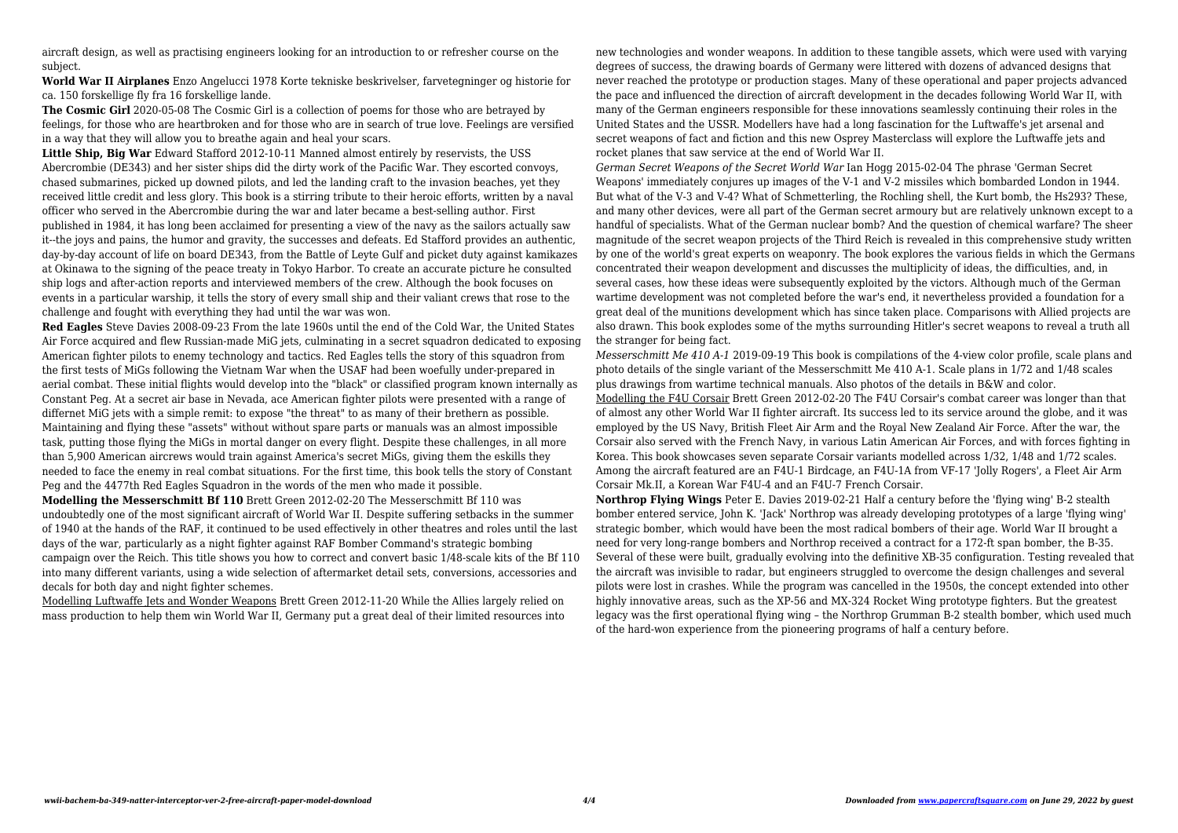aircraft design, as well as practising engineers looking for an introduction to or refresher course on the subject.

**World War II Airplanes** Enzo Angelucci 1978 Korte tekniske beskrivelser, farvetegninger og historie for ca. 150 forskellige fly fra 16 forskellige lande.

**The Cosmic Girl** 2020-05-08 The Cosmic Girl is a collection of poems for those who are betrayed by feelings, for those who are heartbroken and for those who are in search of true love. Feelings are versified in a way that they will allow you to breathe again and heal your scars.

**Little Ship, Big War** Edward Stafford 2012-10-11 Manned almost entirely by reservists, the USS Abercrombie (DE343) and her sister ships did the dirty work of the Pacific War. They escorted convoys, chased submarines, picked up downed pilots, and led the landing craft to the invasion beaches, yet they received little credit and less glory. This book is a stirring tribute to their heroic efforts, written by a naval officer who served in the Abercrombie during the war and later became a best-selling author. First published in 1984, it has long been acclaimed for presenting a view of the navy as the sailors actually saw it--the joys and pains, the humor and gravity, the successes and defeats. Ed Stafford provides an authentic, day-by-day account of life on board DE343, from the Battle of Leyte Gulf and picket duty against kamikazes at Okinawa to the signing of the peace treaty in Tokyo Harbor. To create an accurate picture he consulted ship logs and after-action reports and interviewed members of the crew. Although the book focuses on events in a particular warship, it tells the story of every small ship and their valiant crews that rose to the challenge and fought with everything they had until the war was won.

**Red Eagles** Steve Davies 2008-09-23 From the late 1960s until the end of the Cold War, the United States Air Force acquired and flew Russian-made MiG jets, culminating in a secret squadron dedicated to exposing American fighter pilots to enemy technology and tactics. Red Eagles tells the story of this squadron from the first tests of MiGs following the Vietnam War when the USAF had been woefully under-prepared in aerial combat. These initial flights would develop into the "black" or classified program known internally as Constant Peg. At a secret air base in Nevada, ace American fighter pilots were presented with a range of differnet MiG jets with a simple remit: to expose "the threat" to as many of their brethern as possible. Maintaining and flying these "assets" without without spare parts or manuals was an almost impossible task, putting those flying the MiGs in mortal danger on every flight. Despite these challenges, in all more than 5,900 American aircrews would train against America's secret MiGs, giving them the eskills they needed to face the enemy in real combat situations. For the first time, this book tells the story of Constant Peg and the 4477th Red Eagles Squadron in the words of the men who made it possible.

**Modelling the Messerschmitt Bf 110** Brett Green 2012-02-20 The Messerschmitt Bf 110 was undoubtedly one of the most significant aircraft of World War II. Despite suffering setbacks in the summer of 1940 at the hands of the RAF, it continued to be used effectively in other theatres and roles until the last days of the war, particularly as a night fighter against RAF Bomber Command's strategic bombing campaign over the Reich. This title shows you how to correct and convert basic 1/48-scale kits of the Bf 110 into many different variants, using a wide selection of aftermarket detail sets, conversions, accessories and decals for both day and night fighter schemes.

Modelling Luftwaffe Jets and Wonder Weapons Brett Green 2012-11-20 While the Allies largely relied on mass production to help them win World War II, Germany put a great deal of their limited resources into new technologies and wonder weapons. In addition to these tangible assets, which were used with varying degrees of success, the drawing boards of Germany were littered with dozens of advanced designs that never reached the prototype or production stages. Many of these operational and paper projects advanced the pace and influenced the direction of aircraft development in the decades following World War II, with many of the German engineers responsible for these innovations seamlessly continuing their roles in the United States and the USSR. Modellers have had a long fascination for the Luftwaffe's jet arsenal and secret weapons of fact and fiction and this new Osprey Masterclass will explore the Luftwaffe jets and rocket planes that saw service at the end of World War II.

*German Secret Weapons of the Secret World War* Ian Hogg 2015-02-04 The phrase 'German Secret Weapons' immediately conjures up images of the V-1 and V-2 missiles which bombarded London in 1944. But what of the V-3 and V-4? What of Schmetterling, the Rochling shell, the Kurt bomb, the Hs293? These, and many other devices, were all part of the German secret armoury but are relatively unknown except to a handful of specialists. What of the German nuclear bomb? And the question of chemical warfare? The sheer magnitude of the secret weapon projects of the Third Reich is revealed in this comprehensive study written by one of the world's great experts on weaponry. The book explores the various fields in which the Germans concentrated their weapon development and discusses the multiplicity of ideas, the difficulties, and, in several cases, how these ideas were subsequently exploited by the victors. Although much of the German wartime development was not completed before the war's end, it nevertheless provided a foundation for a great deal of the munitions development which has since taken place. Comparisons with Allied projects are also drawn. This book explodes some of the myths surrounding Hitler's secret weapons to reveal a truth all the stranger for being fact.

*Messerschmitt Me 410 A-1* 2019-09-19 This book is compilations of the 4-view color profile, scale plans and photo details of the single variant of the Messerschmitt Me 410 A-1. Scale plans in 1/72 and 1/48 scales plus drawings from wartime technical manuals. Also photos of the details in B&W and color.

Modelling the F4U Corsair Brett Green 2012-02-20 The F4U Corsair's combat career was longer than that of almost any other World War II fighter aircraft. Its success led to its service around the globe, and it was employed by the US Navy, British Fleet Air Arm and the Royal New Zealand Air Force. After the war, the Corsair also served with the French Navy, in various Latin American Air Forces, and with forces fighting in Korea. This book showcases seven separate Corsair variants modelled across 1/32, 1/48 and 1/72 scales. Among the aircraft featured are an F4U-1 Birdcage, an F4U-1A from VF-17 'Jolly Rogers', a Fleet Air Arm Corsair Mk.II, a Korean War F4U-4 and an F4U-7 French Corsair.

**Northrop Flying Wings** Peter E. Davies 2019-02-21 Half a century before the 'flying wing' B-2 stealth bomber entered service, John K. 'Jack' Northrop was already developing prototypes of a large 'flying wing' strategic bomber, which would have been the most radical bombers of their age. World War II brought a need for very long-range bombers and Northrop received a contract for a 172-ft span bomber, the B-35. Several of these were built, gradually evolving into the definitive XB-35 configuration. Testing revealed that the aircraft was invisible to radar, but engineers struggled to overcome the design challenges and several pilots were lost in crashes. While the program was cancelled in the 1950s, the concept extended into other highly innovative areas, such as the XP-56 and MX-324 Rocket Wing prototype fighters. But the greatest legacy was the first operational flying wing – the Northrop Grumman B-2 stealth bomber, which used much of the hard-won experience from the pioneering programs of half a century before.